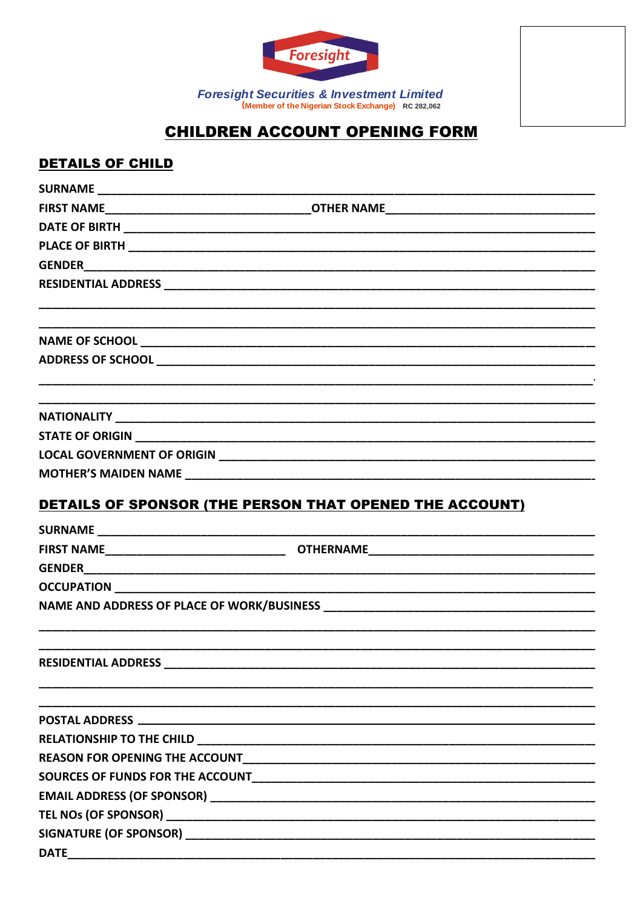Foresight

*Foresight Securities & Investment Limited*
(Member of the Nigerian Stock Exchange) RC 282,062

# CHILDREN ACCOUNT OPENING FORM

## DETAILS OF CHILD

SURNAME ______________________________________________________________

FIRST NAME______________________________OTHER NAME______________________________

DATE OF BIRTH __________________________________________________________

PLACE OF BIRTH _________________________________________________________

GENDER_________________________________________________________________

RESIDENTIAL ADDRESS ____________________________________________________

________________________________________________________________________

________________________________________________________________________

NAME OF SCHOOL _________________________________________________________

ADDRESS OF SCHOOL ______________________________________________________

________________________________________________________________________

________________________________________________________________________

NATIONALITY ____________________________________________________________

STATE OF ORIGIN ________________________________________________________

LOCAL GOVERNMENT OF ORIGIN _____________________________________________

MOTHER'S MAIDEN NAME ___________________________________________________

## DETAILS OF SPONSOR (THE PERSON THAT OPENED THE ACCOUNT)

SURNAME ______________________________________________________________

FIRST NAME___________________________ OTHERNAME_________________________________

GENDER_________________________________________________________________

OCCUPATION _____________________________________________________________

NAME AND ADDRESS OF PLACE OF WORK/BUSINESS ________________________________

________________________________________________________________________

________________________________________________________________________

RESIDENTIAL ADDRESS ____________________________________________________

________________________________________________________________________

________________________________________________________________________

POSTAL ADDRESS ________________________________________________________

RELATIONSHIP TO THE CHILD ______________________________________________

REASON FOR OPENING THE ACCOUNT_________________________________________

SOURCES OF FUNDS FOR THE ACCOUNT_______________________________________

EMAIL ADDRESS (OF SPONSOR) ____________________________________________

TEL NOs (OF SPONSOR) ___________________________________________________

SIGNATURE (OF SPONSOR) _________________________________________________

DATE___________________________________________________________________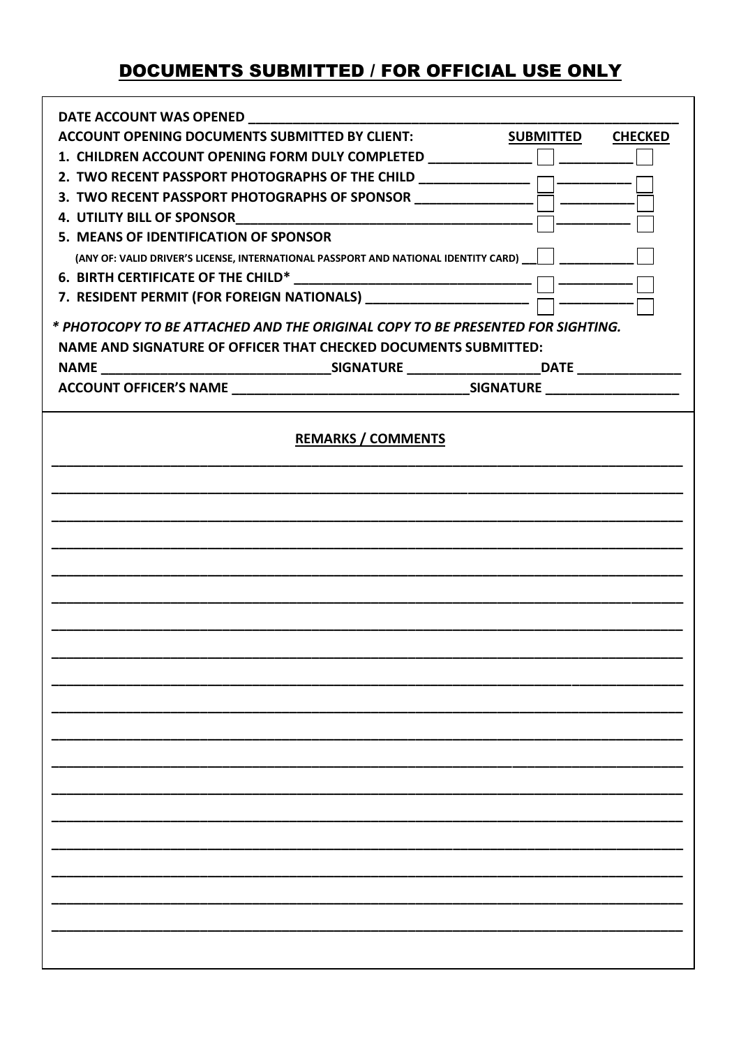# DOCUMENTS SUBMITTED / FOR OFFICIAL USE ONLY

DATE ACCOUNT WAS OPENED ____________________________________________

| ACCOUNT OPENING DOCUMENTS SUBMITTED BY CLIENT: | SUBMITTED | CHECKED |
|---|---|---|
| 1. CHILDREN ACCOUNT OPENING FORM DULY COMPLETED | ☐ | ☐ |
| 2. TWO RECENT PASSPORT PHOTOGRAPHS OF THE CHILD | ☐ | ☐ |
| 3. TWO RECENT PASSPORT PHOTOGRAPHS OF SPONSOR | ☐ | ☐ |
| 4. UTILITY BILL OF SPONSOR | ☐ | ☐ |
| 5. MEANS OF IDENTIFICATION OF SPONSOR (ANY OF: VALID DRIVER'S LICENSE, INTERNATIONAL PASSPORT AND NATIONAL IDENTITY CARD) | ☐ | ☐ |
| 6. BIRTH CERTIFICATE OF THE CHILD* | ☐ | ☐ |
| 7. RESIDENT PERMIT (FOR FOREIGN NATIONALS) | ☐ | ☐ |

*\* PHOTOCOPY TO BE ATTACHED AND THE ORIGINAL COPY TO BE PRESENTED FOR SIGHTING.*

**NAME AND SIGNATURE OF OFFICER THAT CHECKED DOCUMENTS SUBMITTED:**

NAME ______________________ SIGNATURE ______________________ DATE ______________________

ACCOUNT OFFICER'S NAME ______________________ SIGNATURE ______________________

## REMARKS / COMMENTS

______________________________________________________________________________

______________________________________________________________________________

______________________________________________________________________________

______________________________________________________________________________

______________________________________________________________________________

______________________________________________________________________________

______________________________________________________________________________

______________________________________________________________________________

______________________________________________________________________________

______________________________________________________________________________

______________________________________________________________________________

______________________________________________________________________________

______________________________________________________________________________

______________________________________________________________________________

______________________________________________________________________________

______________________________________________________________________________

______________________________________________________________________________

______________________________________________________________________________